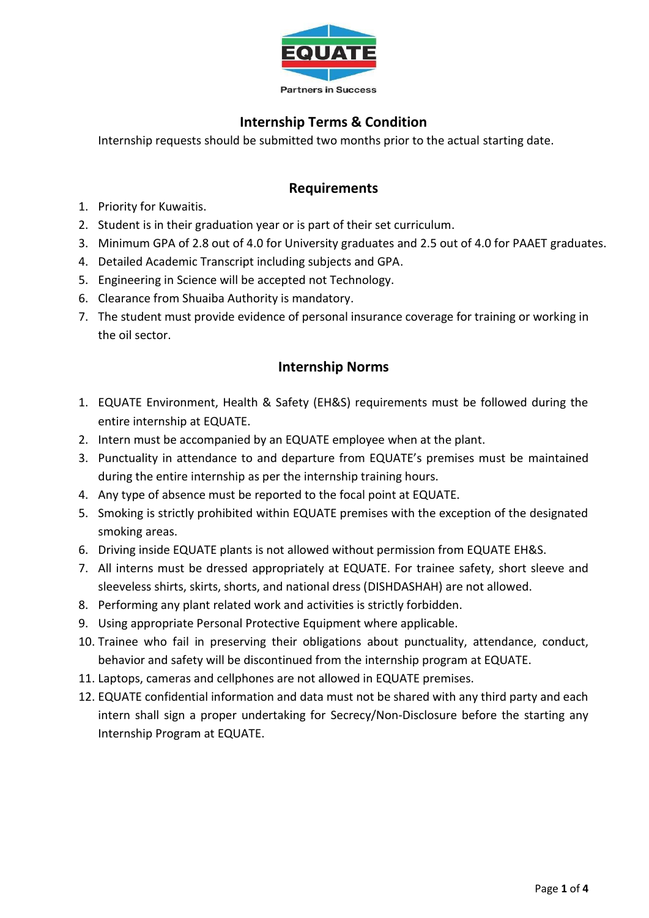EQUATE

Partners in Success

# Internship Terms & Condition

Internship requests should be submitted two months prior to the actual starting date.

## Requirements

1. Priority for Kuwaitis.
2. Student is in their graduation year or is part of their set curriculum.
3. Minimum GPA of 2.8 out of 4.0 for University graduates and 2.5 out of 4.0 for PAAET graduates.
4. Detailed Academic Transcript including subjects and GPA.
5. Engineering in Science will be accepted not Technology.
6. Clearance from Shuaiba Authority is mandatory.
7. The student must provide evidence of personal insurance coverage for training or working in the oil sector.

## Internship Norms

1. EQUATE Environment, Health & Safety (EH&S) requirements must be followed during the entire internship at EQUATE.
2. Intern must be accompanied by an EQUATE employee when at the plant.
3. Punctuality in attendance to and departure from EQUATE's premises must be maintained during the entire internship as per the internship training hours.
4. Any type of absence must be reported to the focal point at EQUATE.
5. Smoking is strictly prohibited within EQUATE premises with the exception of the designated smoking areas.
6. Driving inside EQUATE plants is not allowed without permission from EQUATE EH&S.
7. All interns must be dressed appropriately at EQUATE. For trainee safety, short sleeve and sleeveless shirts, skirts, shorts, and national dress (DISHDASHAH) are not allowed.
8. Performing any plant related work and activities is strictly forbidden.
9. Using appropriate Personal Protective Equipment where applicable.
10. Trainee who fail in preserving their obligations about punctuality, attendance, conduct, behavior and safety will be discontinued from the internship program at EQUATE.
11. Laptops, cameras and cellphones are not allowed in EQUATE premises.
12. EQUATE confidential information and data must not be shared with any third party and each intern shall sign a proper undertaking for Secrecy/Non-Disclosure before the starting any Internship Program at EQUATE.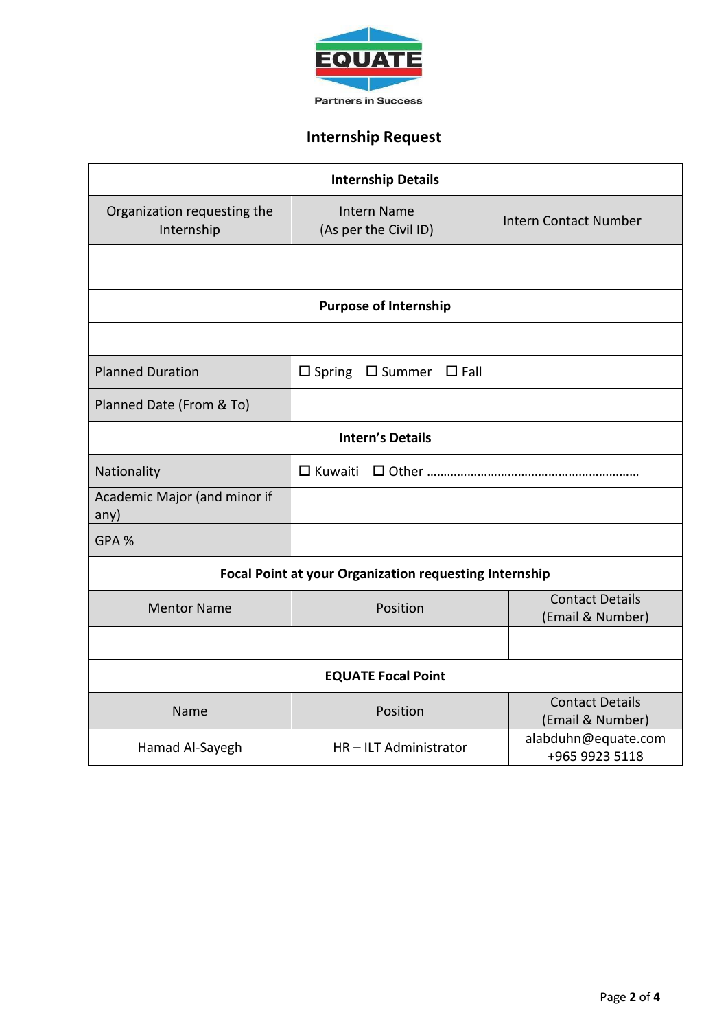EQUATE

Partners in Success

# Internship Request

| Internship Details | | |
|---|---|---|
| Organization requesting the Internship | Intern Name (As per the Civil ID) | Intern Contact Number |
| | | |
| **Purpose of Internship** | | |
| | | |
| Planned Duration | ☐ Spring ☐ Summer ☐ Fall | |
| Planned Date (From & To) | | |
| **Intern's Details** | | |
| Nationality | ☐ Kuwaiti ☐ Other ……………………………………………………… | |
| Academic Major (and minor if any) | | |
| GPA % | | |
| **Focal Point at your Organization requesting Internship** | | |
| Mentor Name | Position | Contact Details (Email & Number) |
| | | |
| **EQUATE Focal Point** | | |
| Name | Position | Contact Details (Email & Number) |
| Hamad Al-Sayegh | HR – ILT Administrator | alabduhn@equate.com +965 9923 5118 |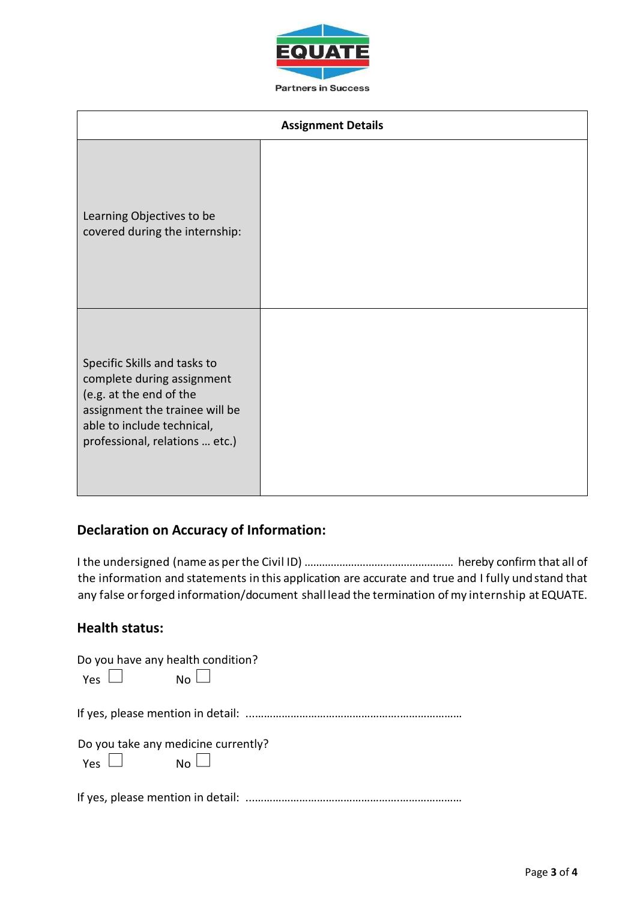| Assignment Details | |
|---|---|
| Learning Objectives to be covered during the internship: | |
| Specific Skills and tasks to complete during assignment (e.g. at the end of the assignment the trainee will be able to include technical, professional, relations … etc.) | |

## Declaration on Accuracy of Information:

I the undersigned (name as per the Civil ID) …………………………………………… hereby confirm that all of the information and statements in this application are accurate and true and I fully und stand that any false or forged information/document shall lead the termination of my internship at EQUATE.

## Health status:

Do you have any health condition?

Yes ☐ No ☐

If yes, please mention in detail: ………………………………………………………………

Do you take any medicine currently?

Yes ☐ No ☐

If yes, please mention in detail: ………………………………………………………………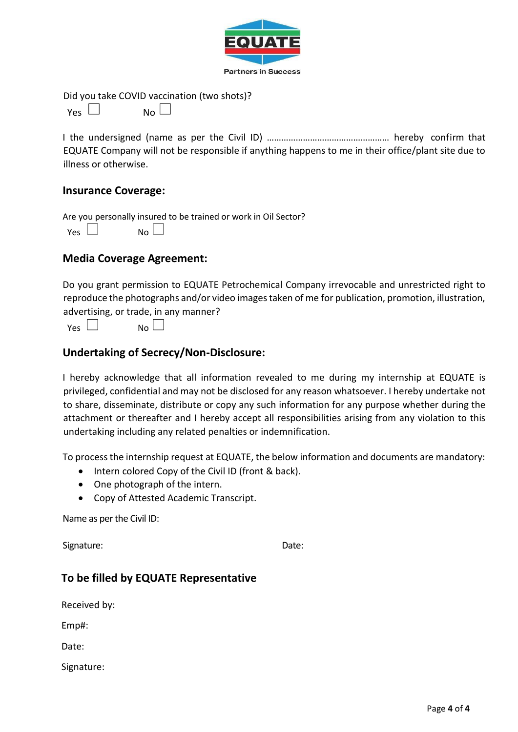Did you take COVID vaccination (two shots)?

Yes ☐ No ☐

I the undersigned (name as per the Civil ID) ………………………………………… hereby confirm that EQUATE Company will not be responsible if anything happens to me in their office/plant site due to illness or otherwise.

## Insurance Coverage:

Are you personally insured to be trained or work in Oil Sector?

Yes ☐ No ☐

## Media Coverage Agreement:

Do you grant permission to EQUATE Petrochemical Company irrevocable and unrestricted right to reproduce the photographs and/or video images taken of me for publication, promotion, illustration, advertising, or trade, in any manner?

Yes ☐ No ☐

## Undertaking of Secrecy/Non-Disclosure:

I hereby acknowledge that all information revealed to me during my internship at EQUATE is privileged, confidential and may not be disclosed for any reason whatsoever. I hereby undertake not to share, disseminate, distribute or copy any such information for any purpose whether during the attachment or thereafter and I hereby accept all responsibilities arising from any violation to this undertaking including any related penalties or indemnification.

To process the internship request at EQUATE, the below information and documents are mandatory:

- Intern colored Copy of the Civil ID (front & back).
- One photograph of the intern.
- Copy of Attested Academic Transcript.

Name as per the Civil ID:

Signature: Date:

## To be filled by EQUATE Representative

Received by:

Emp#:

Date:

Signature: